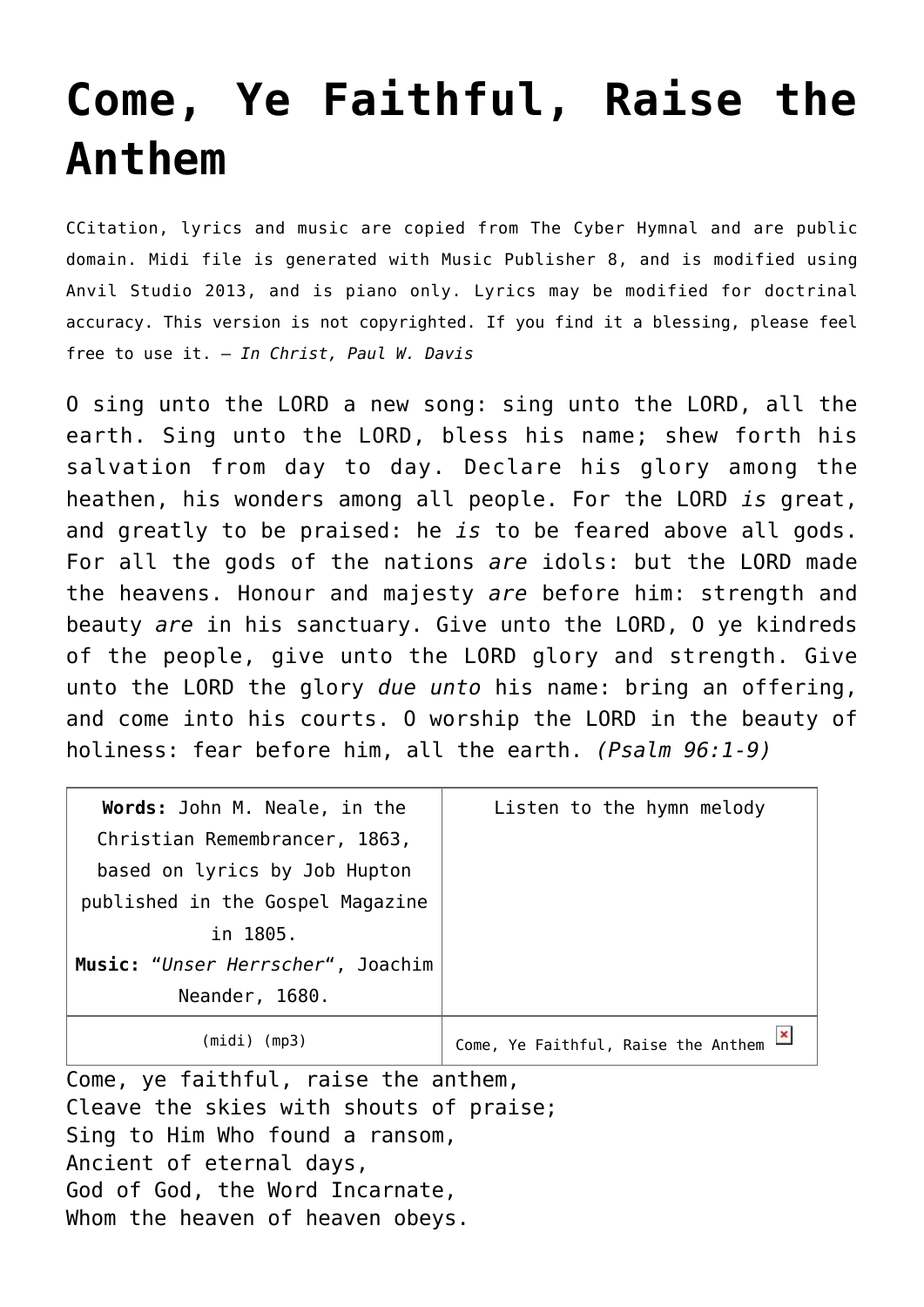# Come, Ye Faithful, Raise the Anthem

CCitation, lyrics and music are copied from The Cyber Hymnal and are public domain. Midi file is generated with Music Publisher 8, and is modified using Anvil Studio 2013, and is piano only. Lyrics may be modified for doctrinal accuracy. This version is not copyrighted. If you find it a blessing, please feel free to use it. – *In Christ, Paul W. Davis*

O sing unto the LORD a new song: sing unto the LORD, all the earth. Sing unto the LORD, bless his name; shew forth his salvation from day to day. Declare his glory among the heathen, his wonders among all people. For the LORD *is* great, and greatly to be praised: he *is* to be feared above all gods. For all the gods of the nations *are* idols: but the LORD made the heavens. Honour and majesty *are* before him: strength and beauty *are* in his sanctuary. Give unto the LORD, O ye kindreds of the people, give unto the LORD glory and strength. Give unto the LORD the glory *due unto* his name: bring an offering, and come into his courts. O worship the LORD in the beauty of holiness: fear before him, all the earth. *(Psalm 96:1-9)*

| **Words:** John M. Neale, in the Christian Remembrancer, 1863, based on lyrics by Job Hupton published in the Gospel Magazine in 1805. **Music:** "*Unser Herrscher*", Joachim Neander, 1680. | Listen to the hymn melody |
| --- | --- |
| (midi) (mp3) | Come, Ye Faithful, Raise the Anthem |

Come, ye faithful, raise the anthem,
Cleave the skies with shouts of praise;
Sing to Him Who found a ransom,
Ancient of eternal days,
God of God, the Word Incarnate,
Whom the heaven of heaven obeys.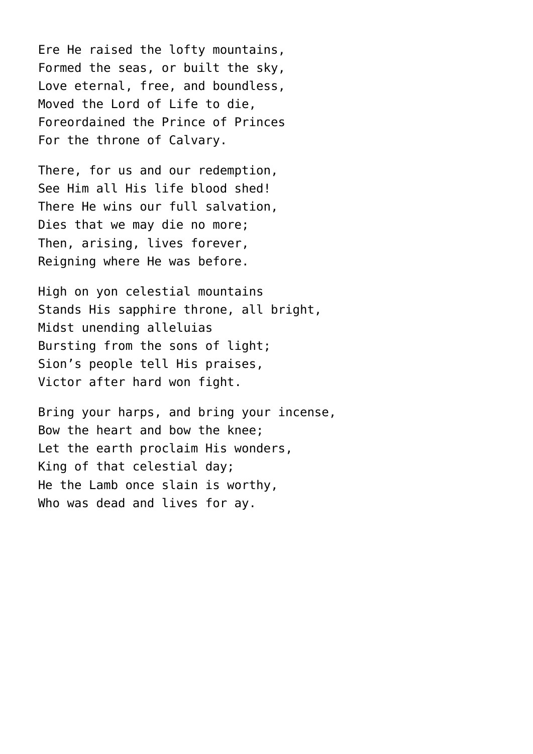Ere He raised the lofty mountains,
Formed the seas, or built the sky,
Love eternal, free, and boundless,
Moved the Lord of Life to die,
Foreordained the Prince of Princes
For the throne of Calvary.

There, for us and our redemption,
See Him all His life blood shed!
There He wins our full salvation,
Dies that we may die no more;
Then, arising, lives forever,
Reigning where He was before.

High on yon celestial mountains
Stands His sapphire throne, all bright,
Midst unending alleluias
Bursting from the sons of light;
Sion’s people tell His praises,
Victor after hard won fight.

Bring your harps, and bring your incense,
Bow the heart and bow the knee;
Let the earth proclaim His wonders,
King of that celestial day;
He the Lamb once slain is worthy,
Who was dead and lives for ay.